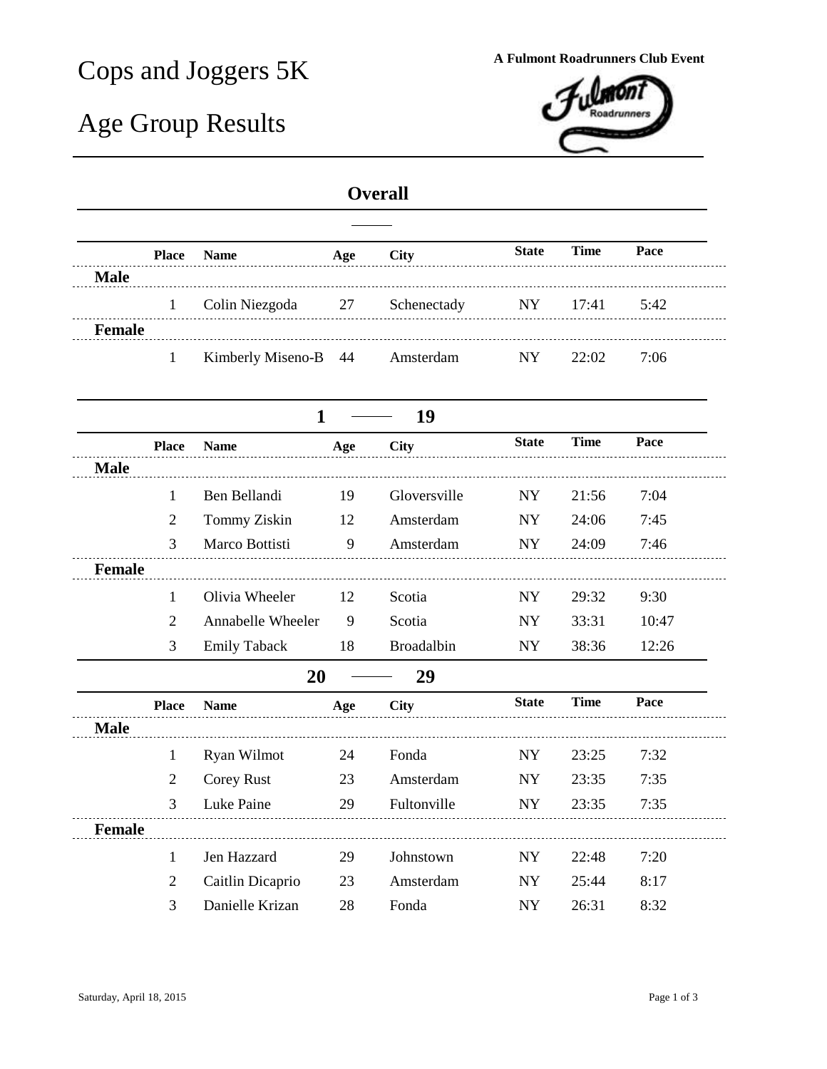# Cops and Joggers 5K

# Age Group Results

**A Fulmont Roadrunners Club Event**

## Overall

| Place | Name | Age | City | State | Time | Pace |
|---|---|---|---|---|---|---|
| **Male** | | | | | | |
| 1 | Colin Niezgoda | 27 | Schenectady | NY | 17:41 | 5:42 |
| **Female** | | | | | | |
| 1 | Kimberly Miseno-B | 44 | Amsterdam | NY | 22:02 | 7:06 |

## 1 — 19

| Place | Name | Age | City | State | Time | Pace |
|---|---|---|---|---|---|---|
| **Male** | | | | | | |
| 1 | Ben Bellandi | 19 | Gloversville | NY | 21:56 | 7:04 |
| 2 | Tommy Ziskin | 12 | Amsterdam | NY | 24:06 | 7:45 |
| 3 | Marco Bottisti | 9 | Amsterdam | NY | 24:09 | 7:46 |
| **Female** | | | | | | |
| 1 | Olivia Wheeler | 12 | Scotia | NY | 29:32 | 9:30 |
| 2 | Annabelle Wheeler | 9 | Scotia | NY | 33:31 | 10:47 |
| 3 | Emily Taback | 18 | Broadalbin | NY | 38:36 | 12:26 |

## 20 — 29

| Place | Name | Age | City | State | Time | Pace |
|---|---|---|---|---|---|---|
| **Male** | | | | | | |
| 1 | Ryan Wilmot | 24 | Fonda | NY | 23:25 | 7:32 |
| 2 | Corey Rust | 23 | Amsterdam | NY | 23:35 | 7:35 |
| 3 | Luke Paine | 29 | Fultonville | NY | 23:35 | 7:35 |
| **Female** | | | | | | |
| 1 | Jen Hazzard | 29 | Johnstown | NY | 22:48 | 7:20 |
| 2 | Caitlin Dicaprio | 23 | Amsterdam | NY | 25:44 | 8:17 |
| 3 | Danielle Krizan | 28 | Fonda | NY | 26:31 | 8:32 |

Saturday, April 18, 2015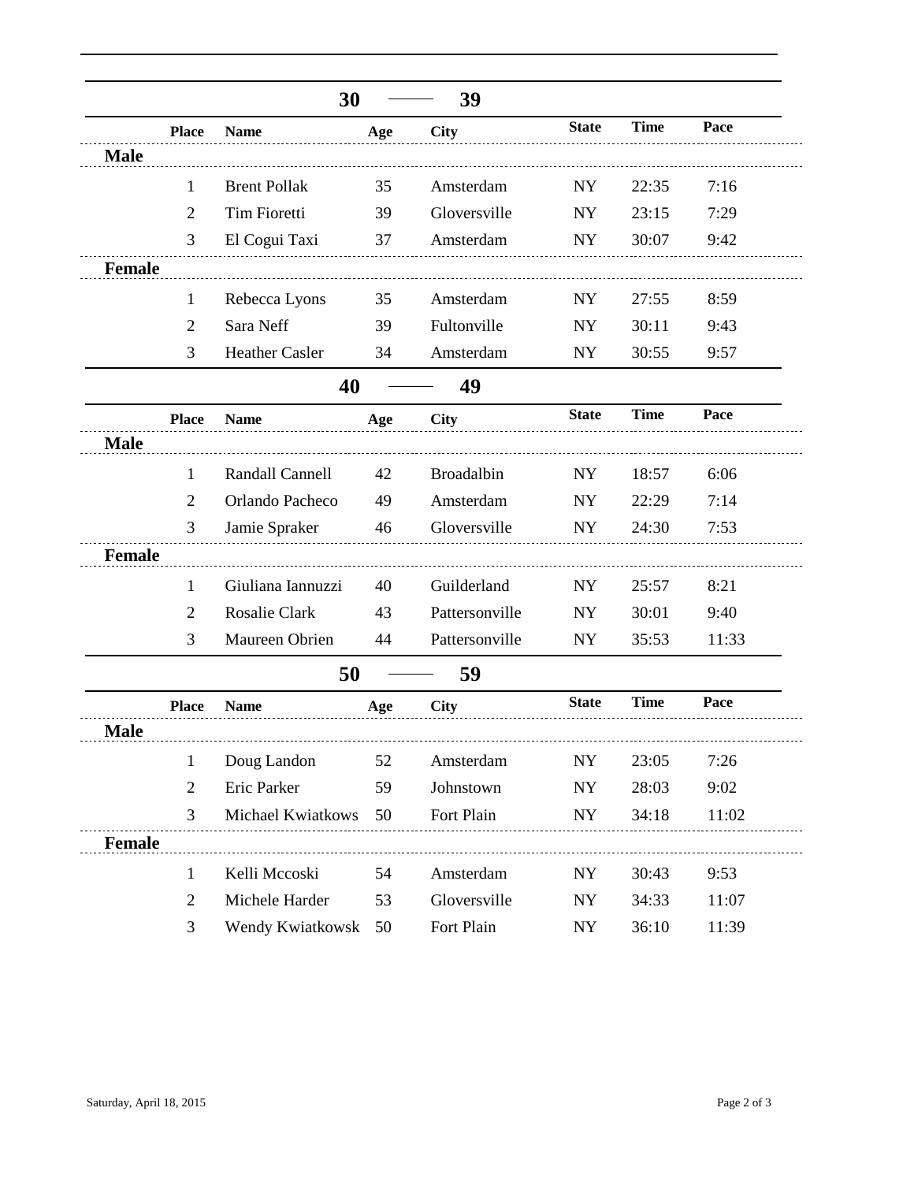## 30 — 39

| Place | Name | Age | City | State | Time | Pace |
|---|---|---|---|---|---|---|
| **Male** | | | | | | |
| 1 | Brent Pollak | 35 | Amsterdam | NY | 22:35 | 7:16 |
| 2 | Tim Fioretti | 39 | Gloversville | NY | 23:15 | 7:29 |
| 3 | El Cogui Taxi | 37 | Amsterdam | NY | 30:07 | 9:42 |
| **Female** | | | | | | |
| 1 | Rebecca Lyons | 35 | Amsterdam | NY | 27:55 | 8:59 |
| 2 | Sara Neff | 39 | Fultonville | NY | 30:11 | 9:43 |
| 3 | Heather Casler | 34 | Amsterdam | NY | 30:55 | 9:57 |

## 40 — 49

| Place | Name | Age | City | State | Time | Pace |
|---|---|---|---|---|---|---|
| **Male** | | | | | | |
| 1 | Randall Cannell | 42 | Broadalbin | NY | 18:57 | 6:06 |
| 2 | Orlando Pacheco | 49 | Amsterdam | NY | 22:29 | 7:14 |
| 3 | Jamie Spraker | 46 | Gloversville | NY | 24:30 | 7:53 |
| **Female** | | | | | | |
| 1 | Giuliana Iannuzzi | 40 | Guilderland | NY | 25:57 | 8:21 |
| 2 | Rosalie Clark | 43 | Pattersonville | NY | 30:01 | 9:40 |
| 3 | Maureen Obrien | 44 | Pattersonville | NY | 35:53 | 11:33 |

## 50 — 59

| Place | Name | Age | City | State | Time | Pace |
|---|---|---|---|---|---|---|
| **Male** | | | | | | |
| 1 | Doug Landon | 52 | Amsterdam | NY | 23:05 | 7:26 |
| 2 | Eric Parker | 59 | Johnstown | NY | 28:03 | 9:02 |
| 3 | Michael Kwiatkows | 50 | Fort Plain | NY | 34:18 | 11:02 |
| **Female** | | | | | | |
| 1 | Kelli Mccoski | 54 | Amsterdam | NY | 30:43 | 9:53 |
| 2 | Michele Harder | 53 | Gloversville | NY | 34:33 | 11:07 |
| 3 | Wendy Kwiatkowsk | 50 | Fort Plain | NY | 36:10 | 11:39 |

Saturday, April 18, 2015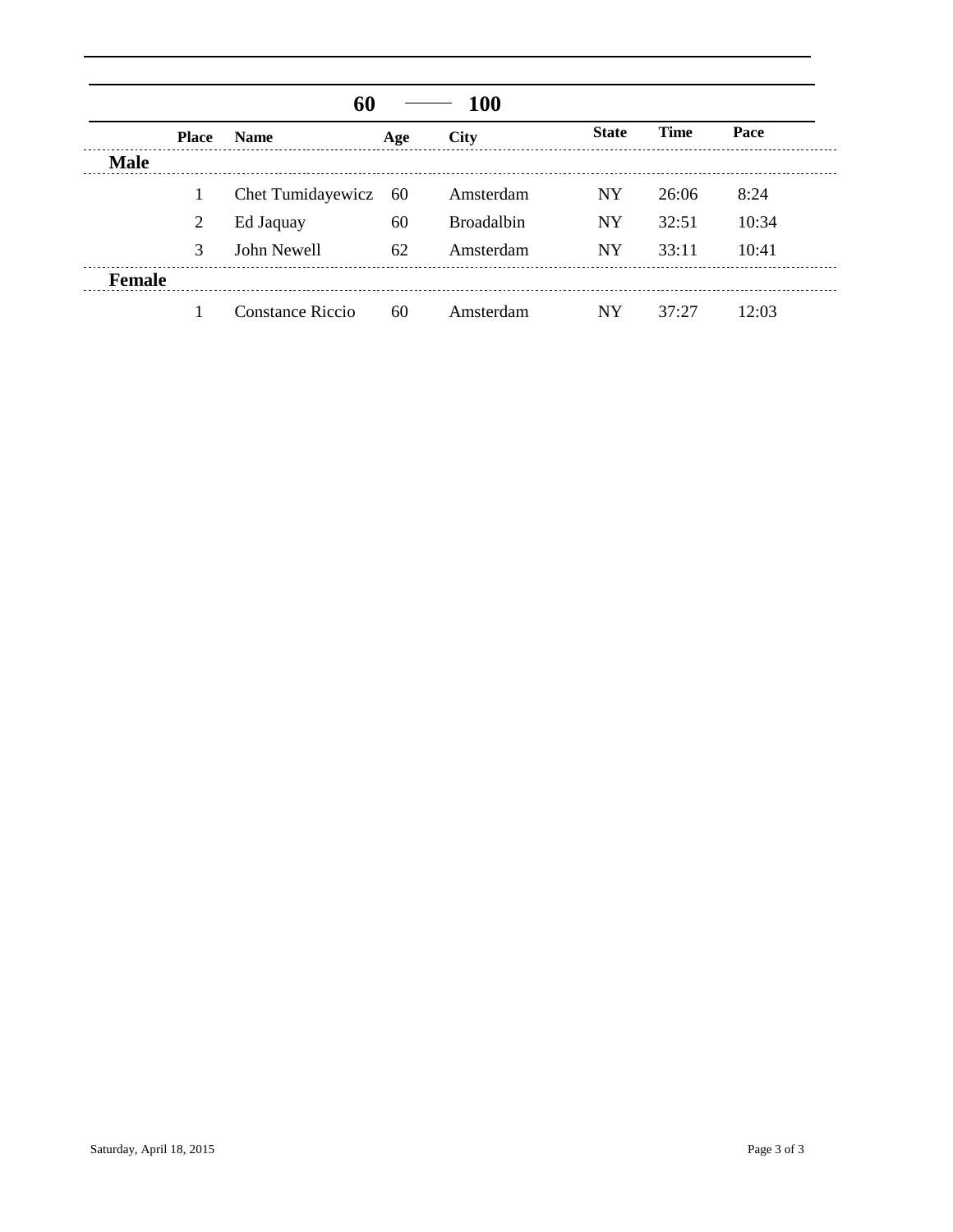## 60 — 100

| | Place | Name | Age | City | State | Time | Pace |
|---|---|---|---|---|---|---|---|
| **Male** | | | | | | | |
| | 1 | Chet Tumidayewicz | 60 | Amsterdam | NY | 26:06 | 8:24 |
| | 2 | Ed Jaquay | 60 | Broadalbin | NY | 32:51 | 10:34 |
| | 3 | John Newell | 62 | Amsterdam | NY | 33:11 | 10:41 |
| **Female** | | | | | | | |
| | 1 | Constance Riccio | 60 | Amsterdam | NY | 37:27 | 12:03 |

Saturday, April 18, 2015